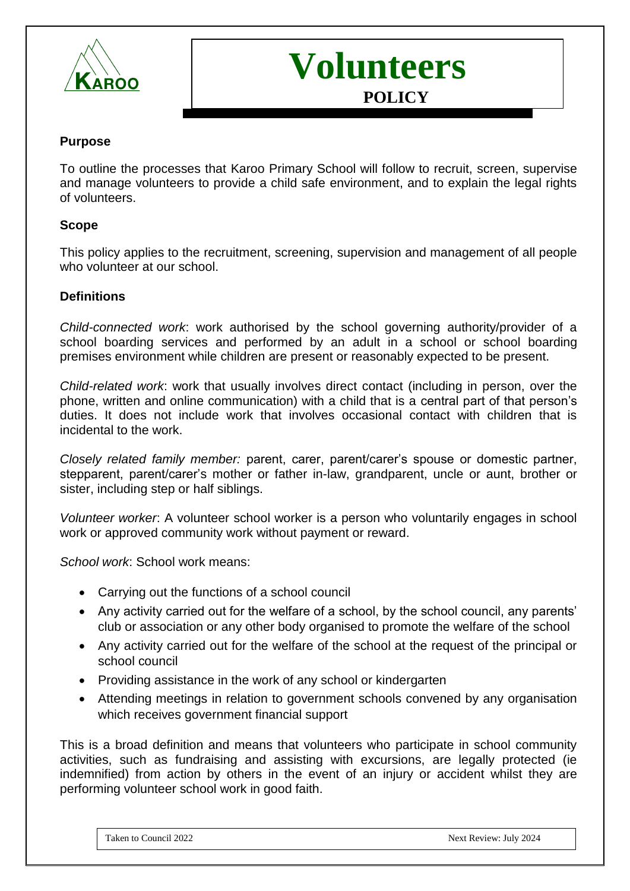# Volunteers

## POLICY

**Purpose**

To outline the processes that Karoo Primary School will follow to recruit, screen, supervise and manage volunteers to provide a child safe environment, and to explain the legal rights of volunteers.

**Scope**

This policy applies to the recruitment, screening, supervision and management of all people who volunteer at our school.

**Definitions**

*Child-connected work*: work authorised by the school governing authority/provider of a school boarding services and performed by an adult in a school or school boarding premises environment while children are present or reasonably expected to be present.

*Child-related work*: work that usually involves direct contact (including in person, over the phone, written and online communication) with a child that is a central part of that person's duties. It does not include work that involves occasional contact with children that is incidental to the work.

*Closely related family member:* parent, carer, parent/carer's spouse or domestic partner, stepparent, parent/carer's mother or father in-law, grandparent, uncle or aunt, brother or sister, including step or half siblings.

*Volunteer worker*: A volunteer school worker is a person who voluntarily engages in school work or approved community work without payment or reward.

*School work*: School work means:

- Carrying out the functions of a school council
- Any activity carried out for the welfare of a school, by the school council, any parents' club or association or any other body organised to promote the welfare of the school
- Any activity carried out for the welfare of the school at the request of the principal or school council
- Providing assistance in the work of any school or kindergarten
- Attending meetings in relation to government schools convened by any organisation which receives government financial support

This is a broad definition and means that volunteers who participate in school community activities, such as fundraising and assisting with excursions, are legally protected (ie indemnified) from action by others in the event of an injury or accident whilst they are performing volunteer school work in good faith.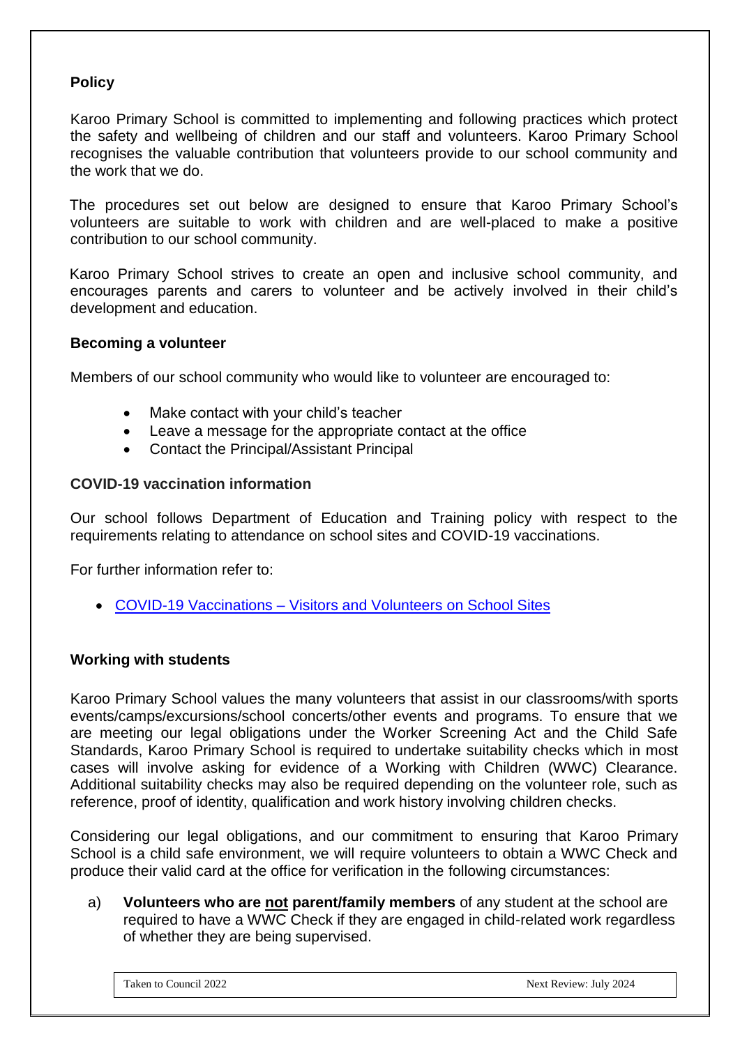## Policy

Karoo Primary School is committed to implementing and following practices which protect the safety and wellbeing of children and our staff and volunteers. Karoo Primary School recognises the valuable contribution that volunteers provide to our school community and the work that we do.

The procedures set out below are designed to ensure that Karoo Primary School's volunteers are suitable to work with children and are well-placed to make a positive contribution to our school community.

Karoo Primary School strives to create an open and inclusive school community, and encourages parents and carers to volunteer and be actively involved in their child's development and education.

### Becoming a volunteer

Members of our school community who would like to volunteer are encouraged to:

- Make contact with your child's teacher
- Leave a message for the appropriate contact at the office
- Contact the Principal/Assistant Principal

### COVID-19 vaccination information

Our school follows Department of Education and Training policy with respect to the requirements relating to attendance on school sites and COVID-19 vaccinations.

For further information refer to:

- [COVID-19 Vaccinations – Visitors and Volunteers on School Sites]()

### Working with students

Karoo Primary School values the many volunteers that assist in our classrooms/with sports events/camps/excursions/school concerts/other events and programs. To ensure that we are meeting our legal obligations under the Worker Screening Act and the Child Safe Standards, Karoo Primary School is required to undertake suitability checks which in most cases will involve asking for evidence of a Working with Children (WWC) Clearance. Additional suitability checks may also be required depending on the volunteer role, such as reference, proof of identity, qualification and work history involving children checks.

Considering our legal obligations, and our commitment to ensuring that Karoo Primary School is a child safe environment, we will require volunteers to obtain a WWC Check and produce their valid card at the office for verification in the following circumstances:

a) **Volunteers who are <u>not</u> parent/family members** of any student at the school are required to have a WWC Check if they are engaged in child-related work regardless of whether they are being supervised.

Taken to Council 2022 | Next Review: July 2024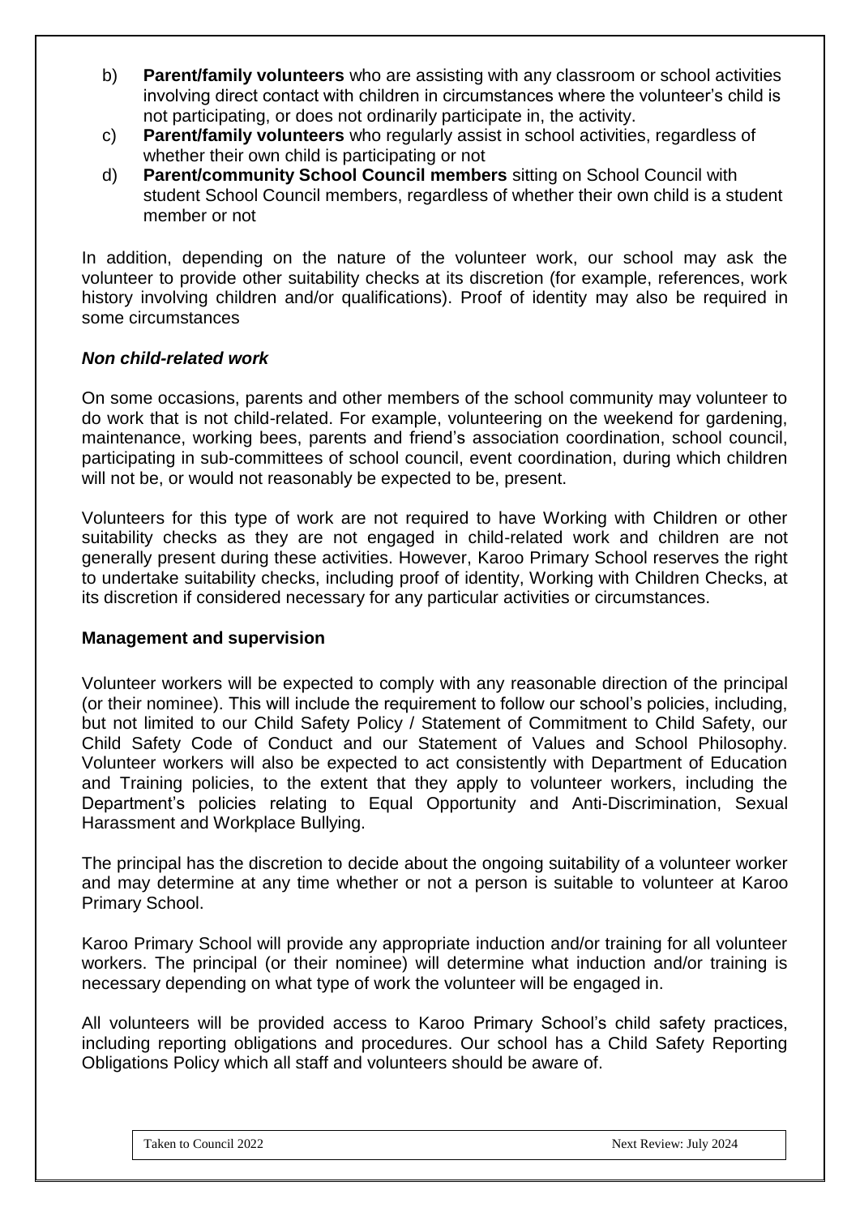b) **Parent/family volunteers** who are assisting with any classroom or school activities involving direct contact with children in circumstances where the volunteer's child is not participating, or does not ordinarily participate in, the activity.

c) **Parent/family volunteers** who regularly assist in school activities, regardless of whether their own child is participating or not

d) **Parent/community School Council members** sitting on School Council with student School Council members, regardless of whether their own child is a student member or not

In addition, depending on the nature of the volunteer work, our school may ask the volunteer to provide other suitability checks at its discretion (for example, references, work history involving children and/or qualifications). Proof of identity may also be required in some circumstances

***Non child-related work***

On some occasions, parents and other members of the school community may volunteer to do work that is not child-related. For example, volunteering on the weekend for gardening, maintenance, working bees, parents and friend's association coordination, school council, participating in sub-committees of school council, event coordination, during which children will not be, or would not reasonably be expected to be, present.

Volunteers for this type of work are not required to have Working with Children or other suitability checks as they are not engaged in child-related work and children are not generally present during these activities. However, Karoo Primary School reserves the right to undertake suitability checks, including proof of identity, Working with Children Checks, at its discretion if considered necessary for any particular activities or circumstances.

**Management and supervision**

Volunteer workers will be expected to comply with any reasonable direction of the principal (or their nominee). This will include the requirement to follow our school's policies, including, but not limited to our Child Safety Policy / Statement of Commitment to Child Safety, our Child Safety Code of Conduct and our Statement of Values and School Philosophy. Volunteer workers will also be expected to act consistently with Department of Education and Training policies, to the extent that they apply to volunteer workers, including the Department's policies relating to Equal Opportunity and Anti-Discrimination, Sexual Harassment and Workplace Bullying.

The principal has the discretion to decide about the ongoing suitability of a volunteer worker and may determine at any time whether or not a person is suitable to volunteer at Karoo Primary School.

Karoo Primary School will provide any appropriate induction and/or training for all volunteer workers. The principal (or their nominee) will determine what induction and/or training is necessary depending on what type of work the volunteer will be engaged in.

All volunteers will be provided access to Karoo Primary School's child safety practices, including reporting obligations and procedures. Our school has a Child Safety Reporting Obligations Policy which all staff and volunteers should be aware of.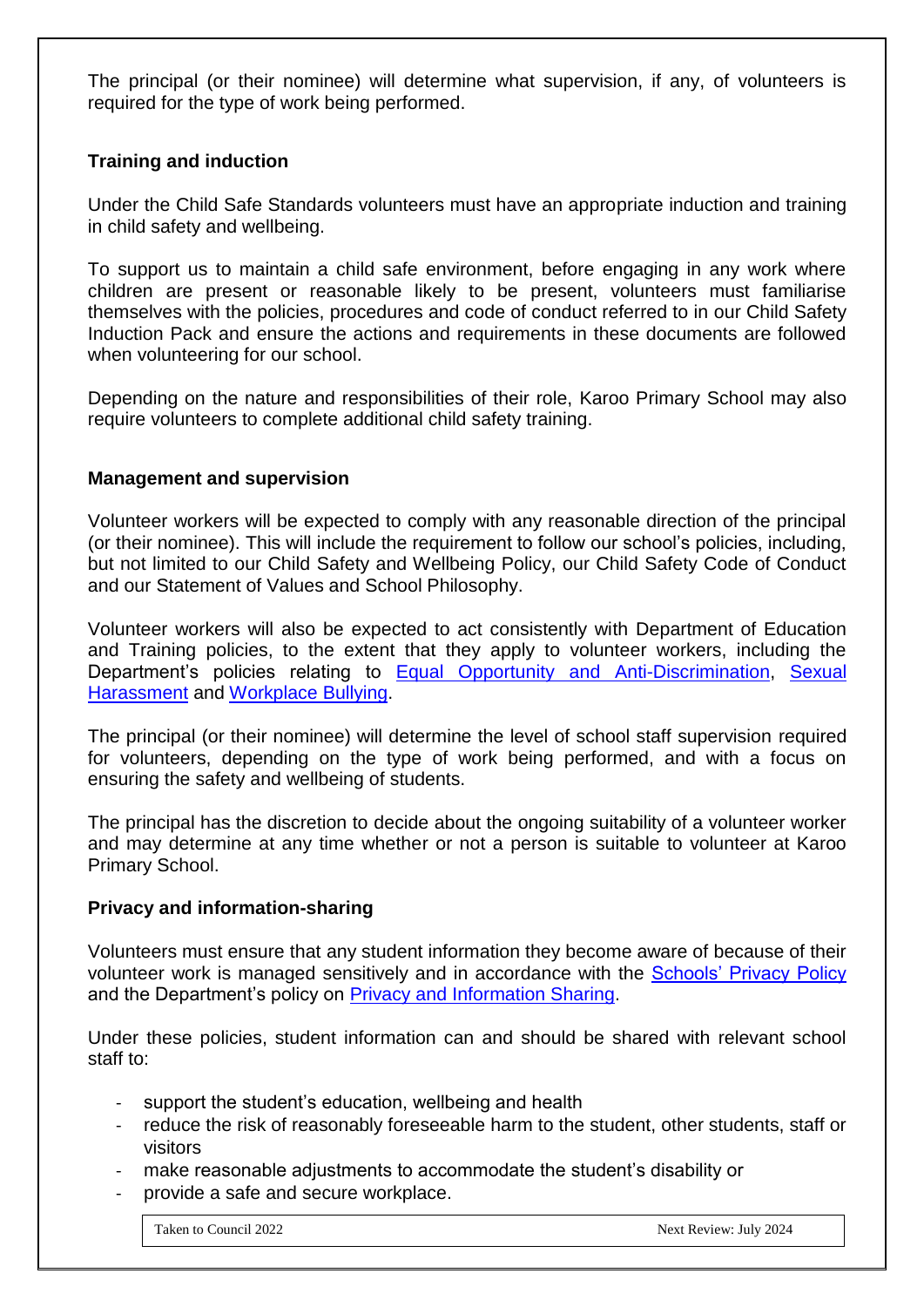The principal (or their nominee) will determine what supervision, if any, of volunteers is required for the type of work being performed.

**Training and induction**

Under the Child Safe Standards volunteers must have an appropriate induction and training in child safety and wellbeing.

To support us to maintain a child safe environment, before engaging in any work where children are present or reasonable likely to be present, volunteers must familiarise themselves with the policies, procedures and code of conduct referred to in our Child Safety Induction Pack and ensure the actions and requirements in these documents are followed when volunteering for our school.

Depending on the nature and responsibilities of their role, Karoo Primary School may also require volunteers to complete additional child safety training.

**Management and supervision**

Volunteer workers will be expected to comply with any reasonable direction of the principal (or their nominee). This will include the requirement to follow our school's policies, including, but not limited to our Child Safety and Wellbeing Policy, our Child Safety Code of Conduct and our Statement of Values and School Philosophy.

Volunteer workers will also be expected to act consistently with Department of Education and Training policies, to the extent that they apply to volunteer workers, including the Department's policies relating to Equal Opportunity and Anti-Discrimination, Sexual Harassment and Workplace Bullying.

The principal (or their nominee) will determine the level of school staff supervision required for volunteers, depending on the type of work being performed, and with a focus on ensuring the safety and wellbeing of students.

The principal has the discretion to decide about the ongoing suitability of a volunteer worker and may determine at any time whether or not a person is suitable to volunteer at Karoo Primary School.

**Privacy and information-sharing**

Volunteers must ensure that any student information they become aware of because of their volunteer work is managed sensitively and in accordance with the Schools' Privacy Policy and the Department's policy on Privacy and Information Sharing.

Under these policies, student information can and should be shared with relevant school staff to:

- support the student's education, wellbeing and health
- reduce the risk of reasonably foreseeable harm to the student, other students, staff or visitors
- make reasonable adjustments to accommodate the student's disability or
- provide a safe and secure workplace.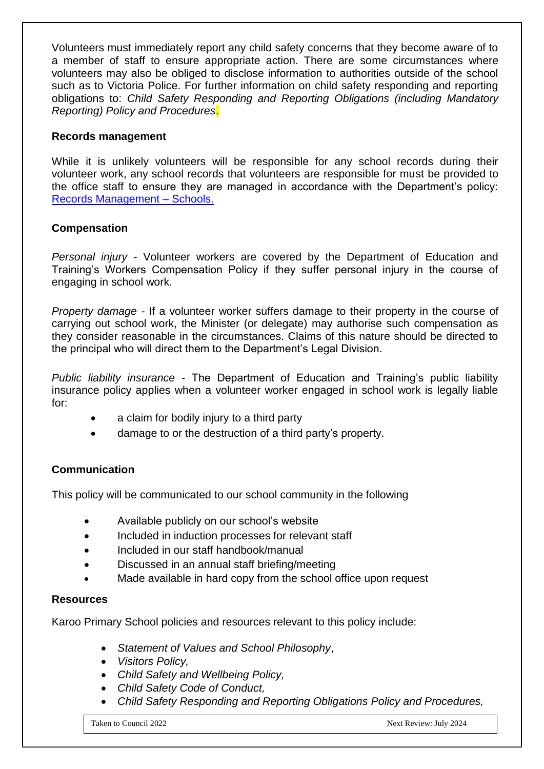Volunteers must immediately report any child safety concerns that they become aware of to a member of staff to ensure appropriate action. There are some circumstances where volunteers may also be obliged to disclose information to authorities outside of the school such as to Victoria Police. For further information on child safety responding and reporting obligations to: *Child Safety Responding and Reporting Obligations (including Mandatory Reporting) Policy and Procedures*.

**Records management**

While it is unlikely volunteers will be responsible for any school records during their volunteer work, any school records that volunteers are responsible for must be provided to the office staff to ensure they are managed in accordance with the Department's policy: [Records Management – Schools.]()

**Compensation**

*Personal injury* - Volunteer workers are covered by the Department of Education and Training's Workers Compensation Policy if they suffer personal injury in the course of engaging in school work.

*Property damage* - If a volunteer worker suffers damage to their property in the course of carrying out school work, the Minister (or delegate) may authorise such compensation as they consider reasonable in the circumstances. Claims of this nature should be directed to the principal who will direct them to the Department's Legal Division.

*Public liability insurance* - The Department of Education and Training's public liability insurance policy applies when a volunteer worker engaged in school work is legally liable for:

- a claim for bodily injury to a third party
- damage to or the destruction of a third party's property.

**Communication**

This policy will be communicated to our school community in the following

- Available publicly on our school's website
- Included in induction processes for relevant staff
- Included in our staff handbook/manual
- Discussed in an annual staff briefing/meeting
- Made available in hard copy from the school office upon request

**Resources**

Karoo Primary School policies and resources relevant to this policy include:

- *Statement of Values and School Philosophy*,
- *Visitors Policy,*
- *Child Safety and Wellbeing Policy,*
- *Child Safety Code of Conduct,*
- *Child Safety Responding and Reporting Obligations Policy and Procedures,*

Taken to Council 2022 Next Review: July 2024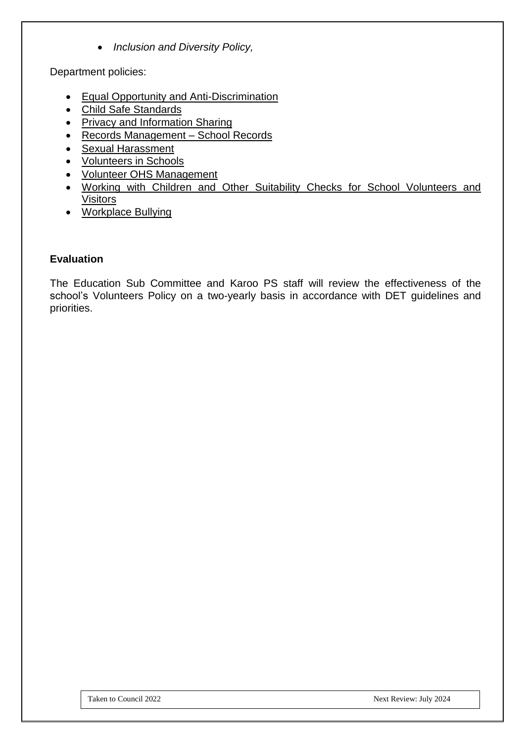- *Inclusion and Diversity Policy,*

Department policies:

- Equal Opportunity and Anti-Discrimination
- Child Safe Standards
- Privacy and Information Sharing
- Records Management – School Records
- Sexual Harassment
- Volunteers in Schools
- Volunteer OHS Management
- Working with Children and Other Suitability Checks for School Volunteers and Visitors
- Workplace Bullying

**Evaluation**

The Education Sub Committee and Karoo PS staff will review the effectiveness of the school's Volunteers Policy on a two-yearly basis in accordance with DET guidelines and priorities.

| Taken to Council 2022 | Next Review: July 2024 |
| --- | --- |